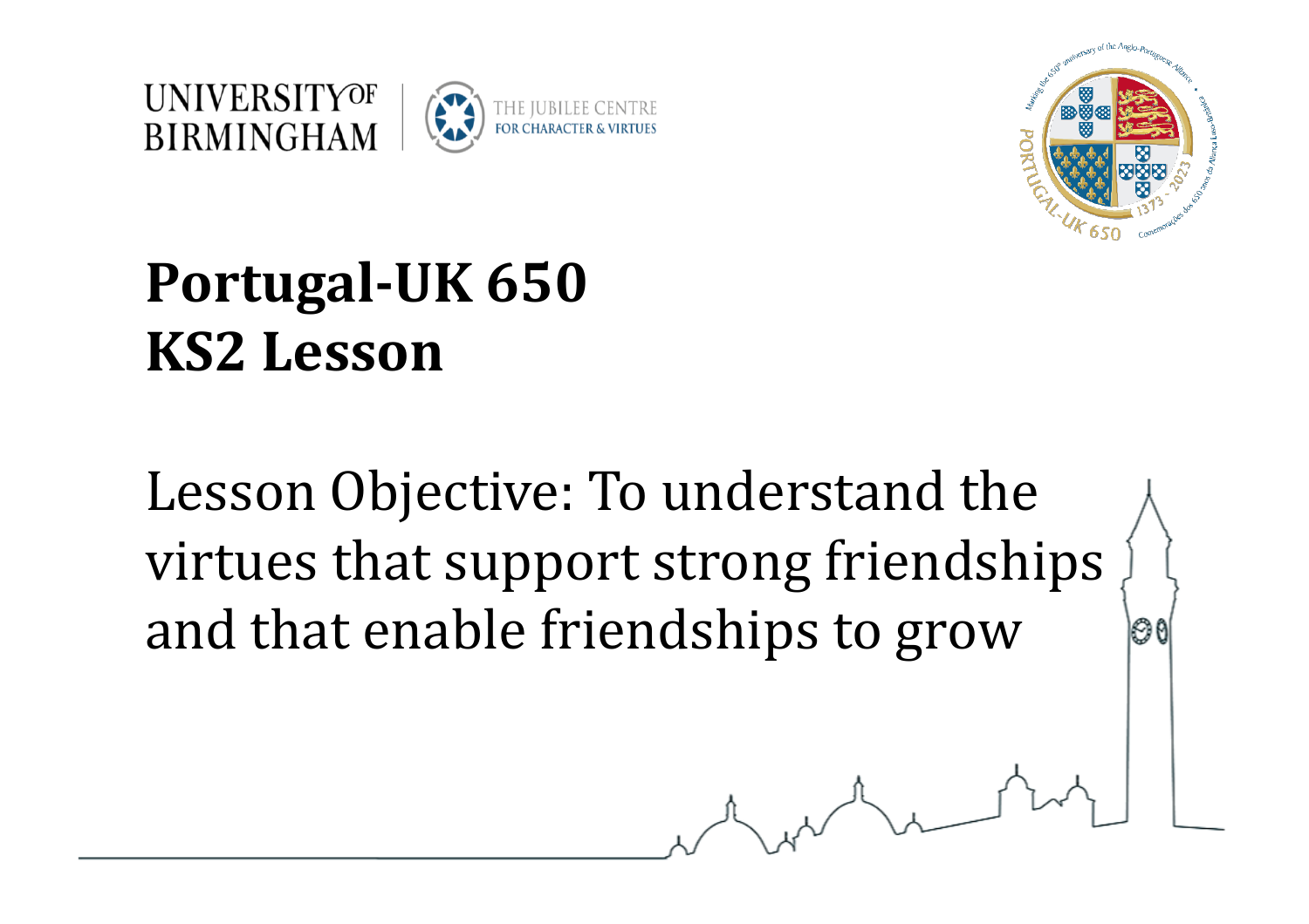UNIVERSITY OF BIRMINGHAM

THE JUBILEE CENTRE FOR CHARACTER & VIRTUES

# Portugal-UK 650
# KS2 Lesson

Lesson Objective: To understand the virtues that support strong friendships and that enable friendships to grow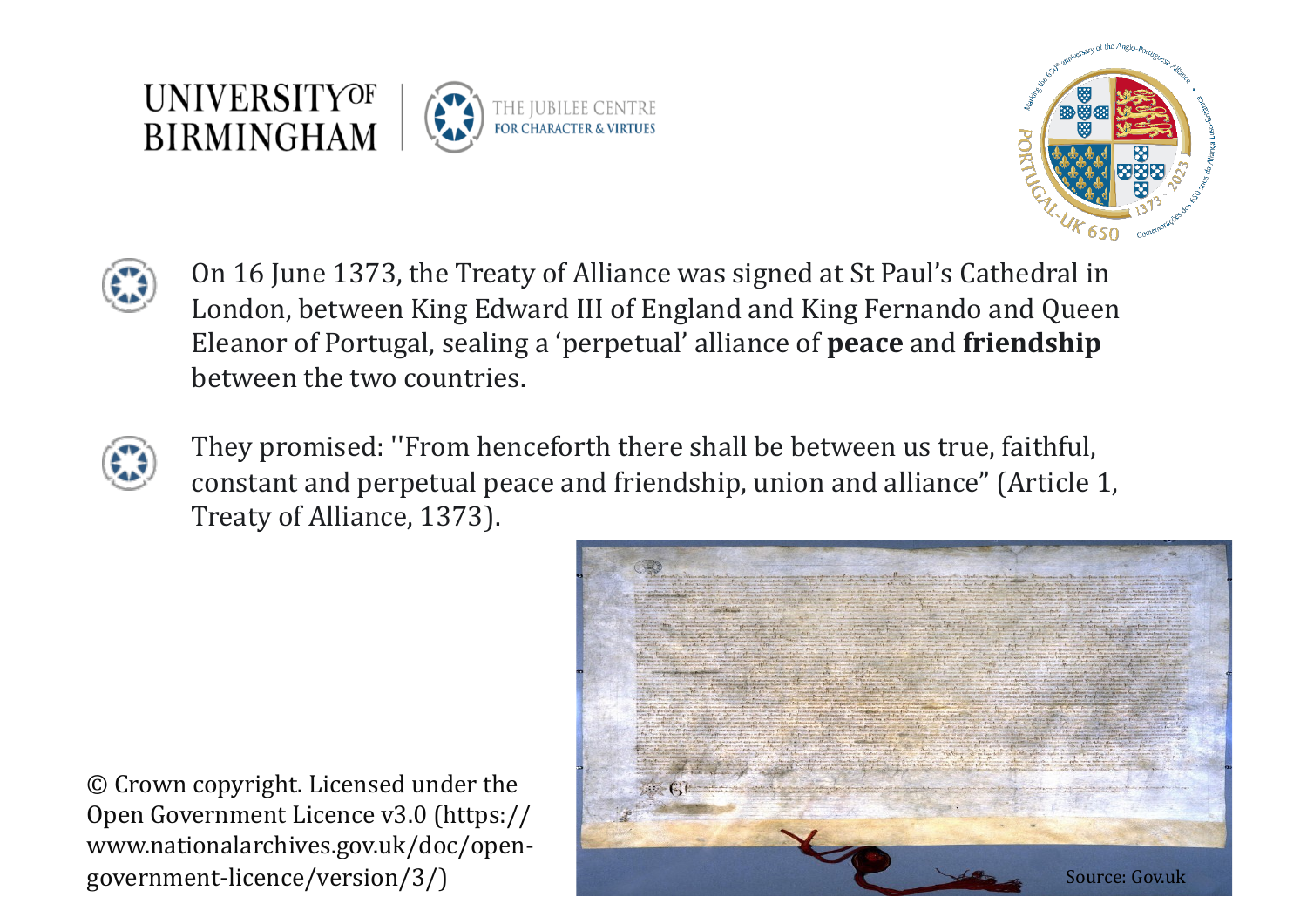On 16 June 1373, the Treaty of Alliance was signed at St Paul's Cathedral in London, between King Edward III of England and King Fernando and Queen Eleanor of Portugal, sealing a 'perpetual' alliance of **peace** and **friendship** between the two countries.

They promised: ''From henceforth there shall be between us true, faithful, constant and perpetual peace and friendship, union and alliance" (Article 1, Treaty of Alliance, 1373).

© Crown copyright. Licensed under the Open Government Licence v3.0 (https://www.nationalarchives.gov.uk/doc/open-government-licence/version/3/)

Source: Gov.uk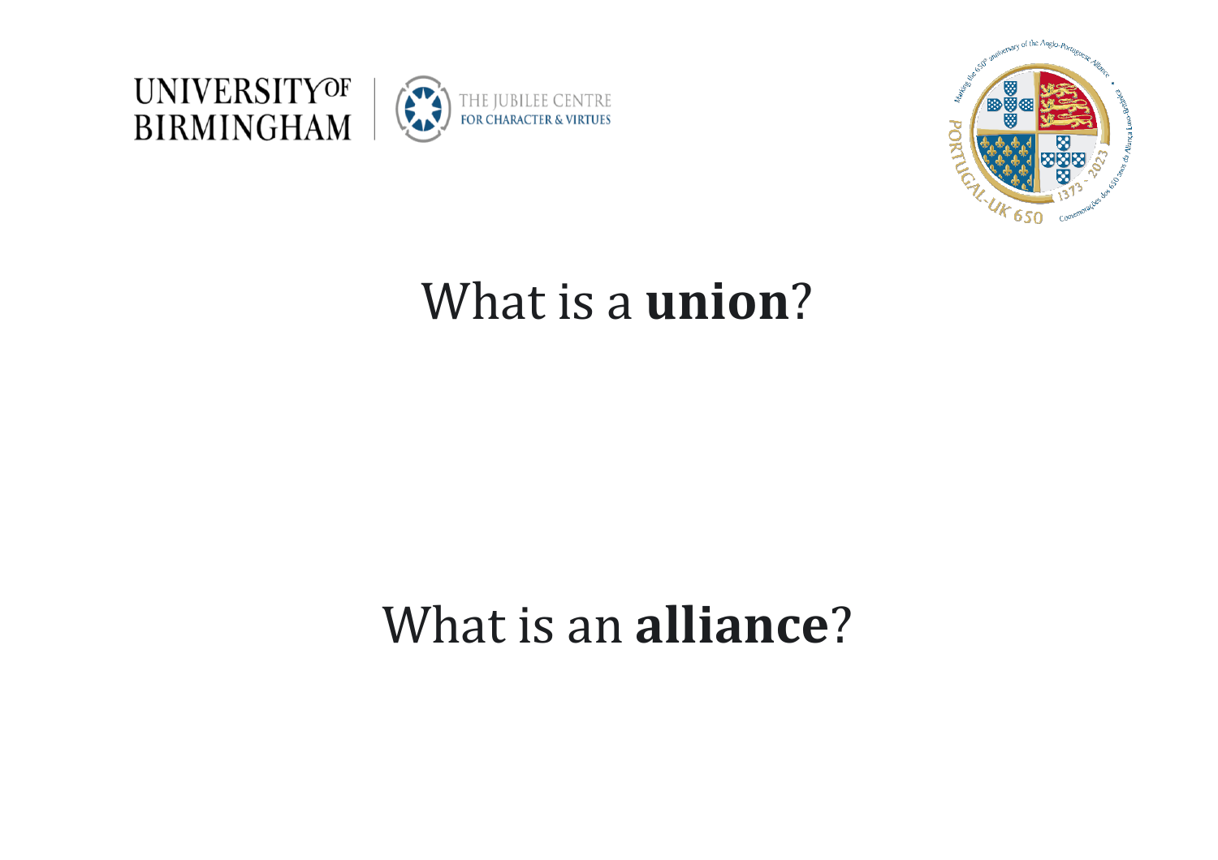What is a **union**?

What is an **alliance**?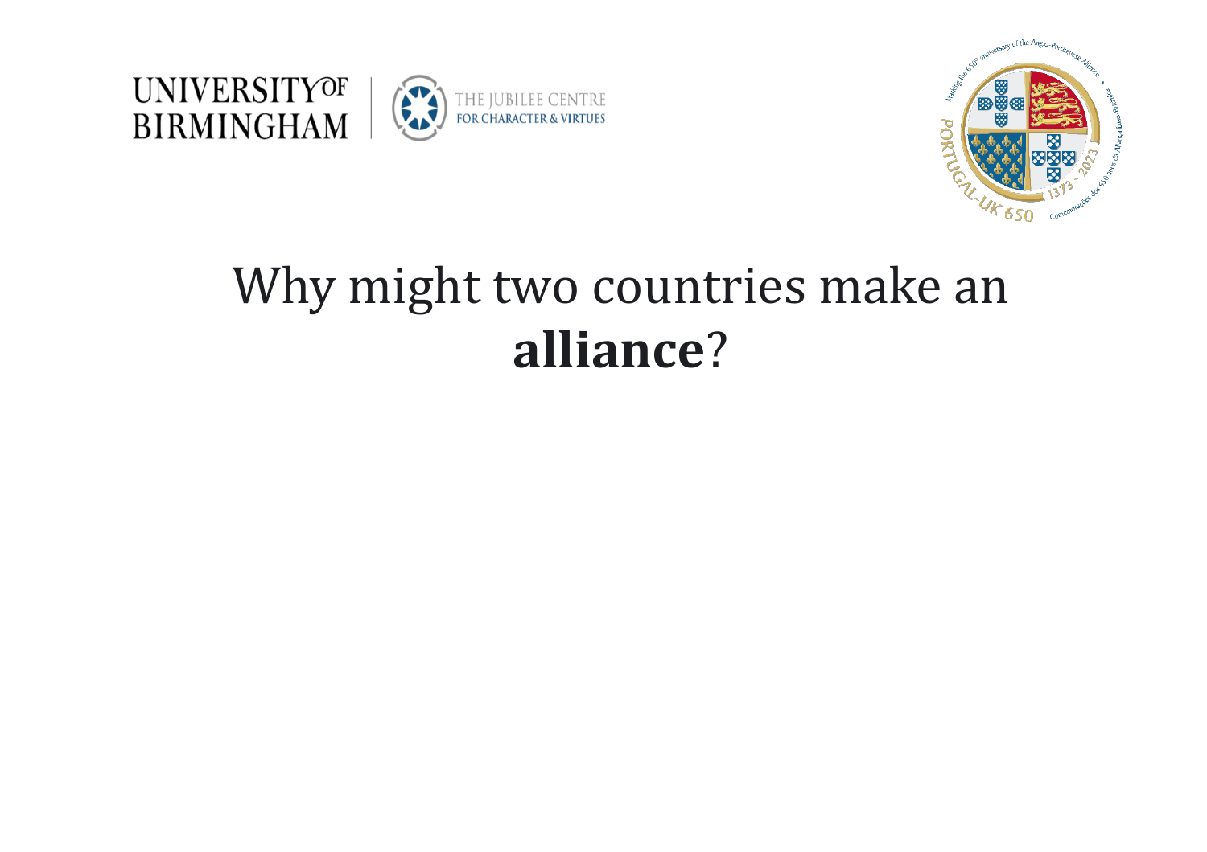# Why might two countries make an **alliance**?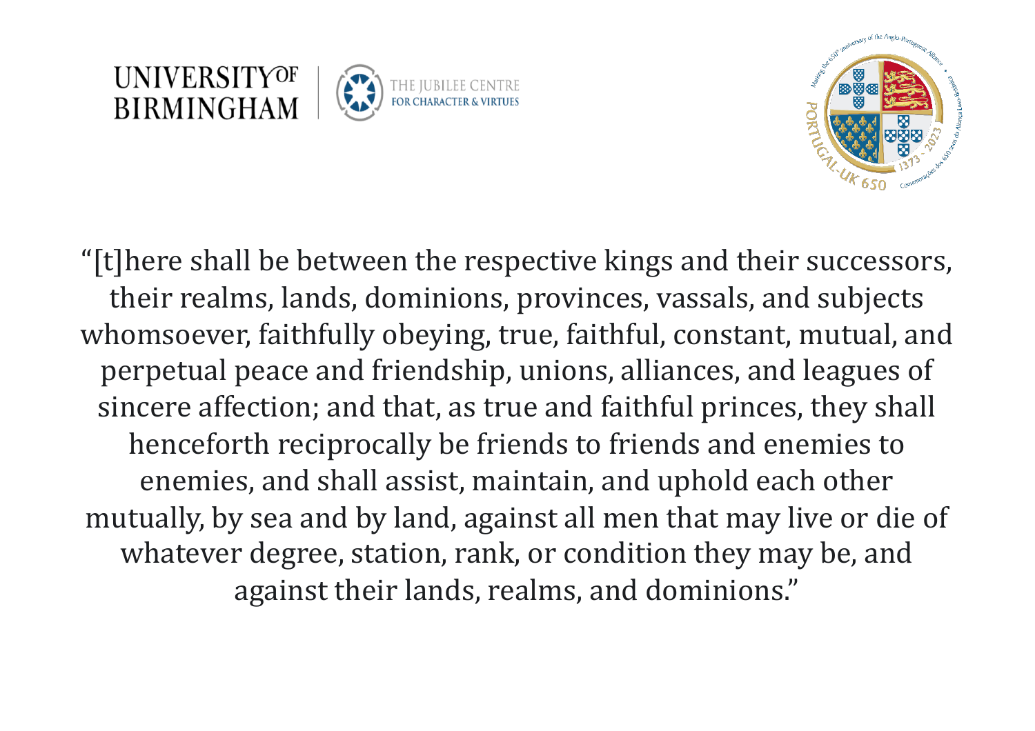“[t]here shall be between the respective kings and their successors, their realms, lands, dominions, provinces, vassals, and subjects whomsoever, faithfully obeying, true, faithful, constant, mutual, and perpetual peace and friendship, unions, alliances, and leagues of sincere affection; and that, as true and faithful princes, they shall henceforth reciprocally be friends to friends and enemies to enemies, and shall assist, maintain, and uphold each other mutually, by sea and by land, against all men that may live or die of whatever degree, station, rank, or condition they may be, and against their lands, realms, and dominions.”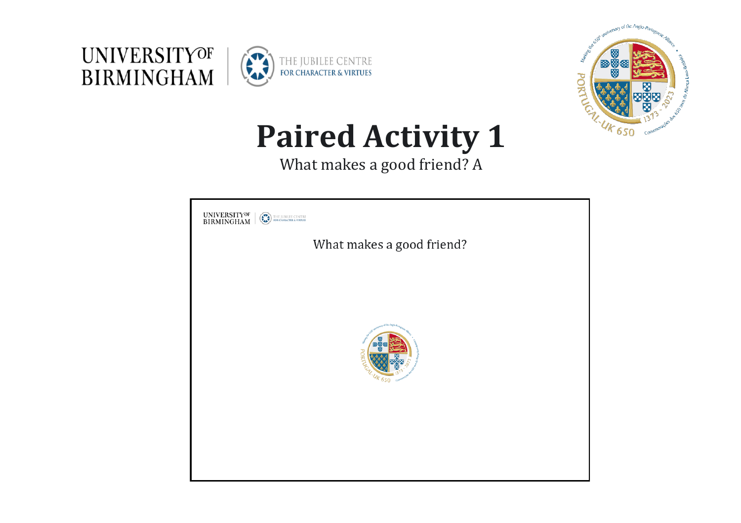# Paired Activity 1

What makes a good friend? A

What makes a good friend?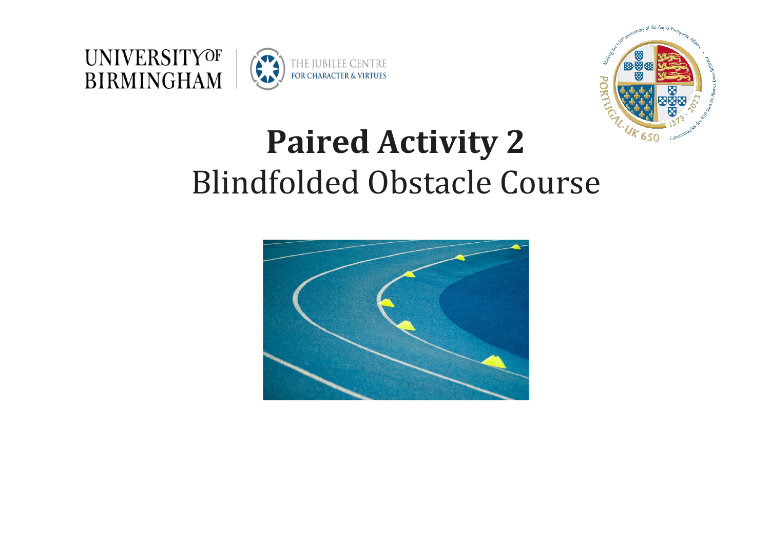# Paired Activity 2

Blindfolded Obstacle Course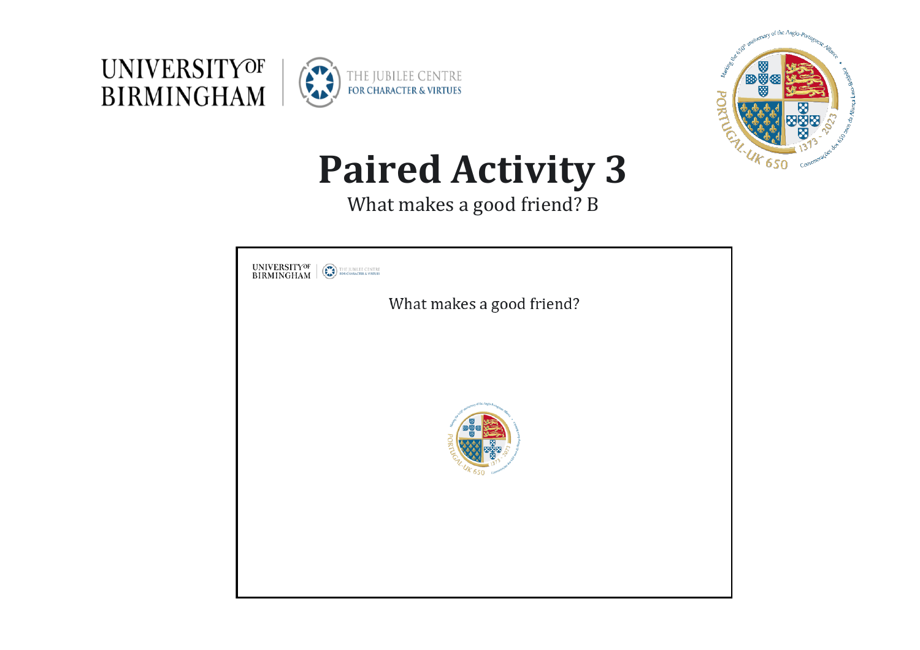# Paired Activity 3

What makes a good friend? B

What makes a good friend?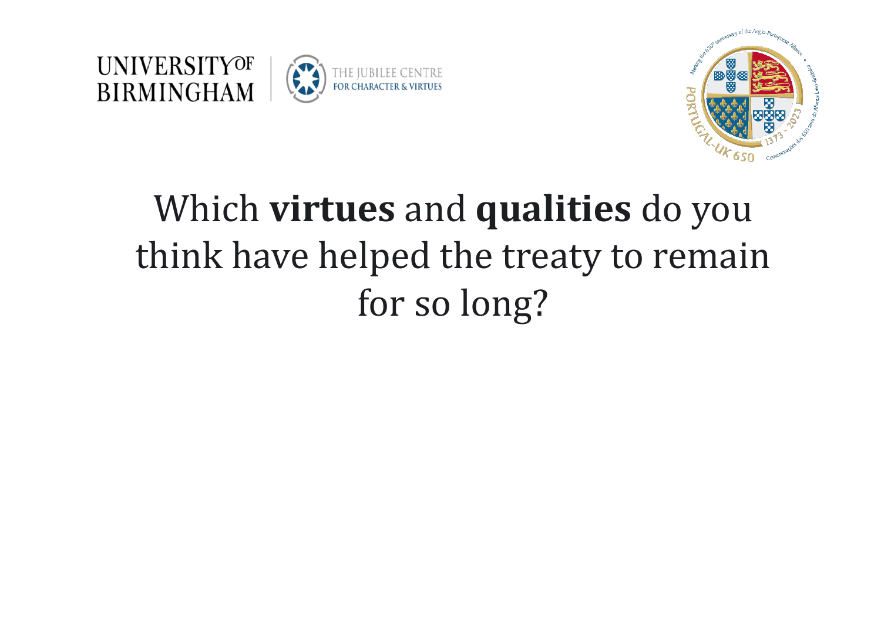UNIVERSITY OF BIRMINGHAM | THE JUBILEE CENTRE FOR CHARACTER & VIRTUES

# Which **virtues** and **qualities** do you think have helped the treaty to remain for so long?